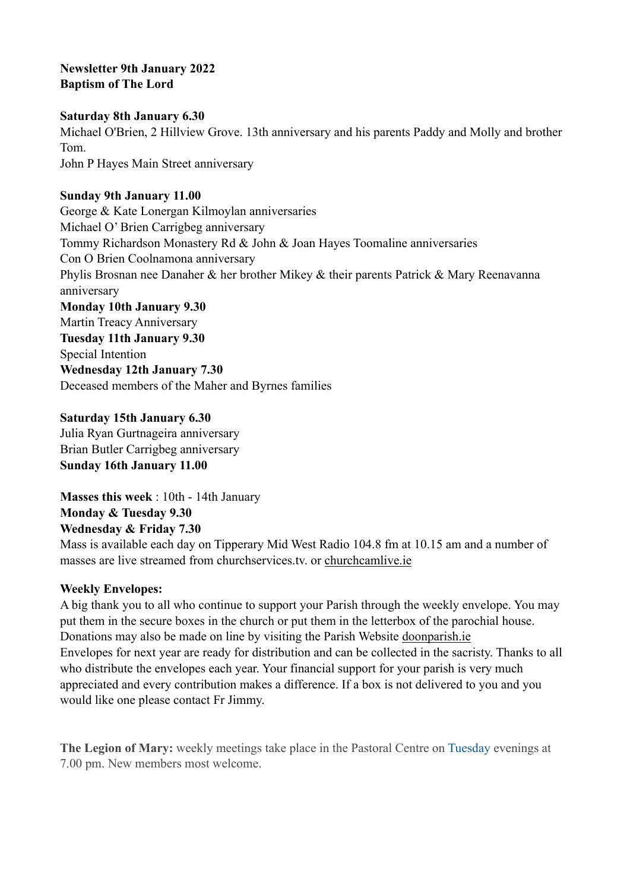**Newsletter 9th January 2022**
**Baptism of The Lord**

**Saturday 8th January 6.30**
Michael O'Brien, 2 Hillview Grove. 13th anniversary and his parents Paddy and Molly and brother Tom.
John P Hayes Main Street anniversary

**Sunday 9th January 11.00**
George & Kate Lonergan Kilmoylan anniversaries
Michael O' Brien Carrigbeg anniversary
Tommy Richardson Monastery Rd & John & Joan Hayes Toomaline anniversaries
Con O Brien Coolnamona anniversary
Phylis Brosnan nee Danaher & her brother Mikey & their parents Patrick & Mary Reenavanna anniversary
**Monday 10th January 9.30**
Martin Treacy Anniversary
**Tuesday 11th January 9.30**
Special Intention
**Wednesday 12th January 7.30**
Deceased members of the Maher and Byrnes families

**Saturday 15th January 6.30**
Julia Ryan Gurtnageira anniversary
Brian Butler Carrigbeg anniversary
**Sunday 16th January 11.00**

**Masses this week** : 10th - 14th January
**Monday & Tuesday 9.30**
**Wednesday & Friday 7.30**
Mass is available each day on Tipperary Mid West Radio 104.8 fm at 10.15 am and a number of masses are live streamed from churchservices.tv. or churchcamlive.ie

**Weekly Envelopes:**
A big thank you to all who continue to support your Parish through the weekly envelope. You may put them in the secure boxes in the church or put them in the letterbox of the parochial house. Donations may also be made on line by visiting the Parish Website doonparish.ie
Envelopes for next year are ready for distribution and can be collected in the sacristy. Thanks to all who distribute the envelopes each year. Your financial support for your parish is very much appreciated and every contribution makes a difference. If a box is not delivered to you and you would like one please contact Fr Jimmy.

**The Legion of Mary:** weekly meetings take place in the Pastoral Centre on Tuesday evenings at 7.00 pm. New members most welcome.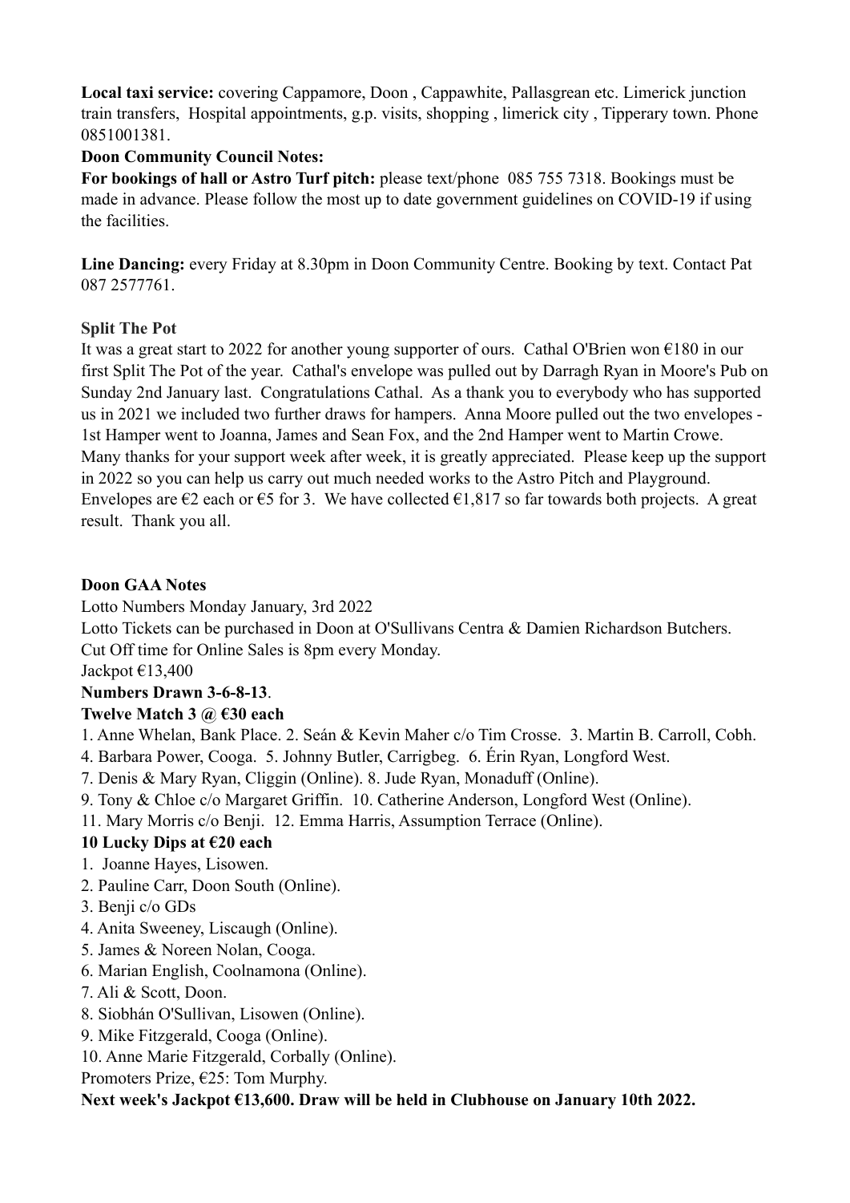**Local taxi service:** covering Cappamore, Doon , Cappawhite, Pallasgrean etc. Limerick junction train transfers, Hospital appointments, g.p. visits, shopping , limerick city , Tipperary town. Phone 0851001381.

**Doon Community Council Notes:**

**For bookings of hall or Astro Turf pitch:** please text/phone 085 755 7318. Bookings must be made in advance. Please follow the most up to date government guidelines on COVID-19 if using the facilities.

**Line Dancing:** every Friday at 8.30pm in Doon Community Centre. Booking by text. Contact Pat 087 2577761.

**Split The Pot**

It was a great start to 2022 for another young supporter of ours. Cathal O'Brien won €180 in our first Split The Pot of the year. Cathal's envelope was pulled out by Darragh Ryan in Moore's Pub on Sunday 2nd January last. Congratulations Cathal. As a thank you to everybody who has supported us in 2021 we included two further draws for hampers. Anna Moore pulled out the two envelopes - 1st Hamper went to Joanna, James and Sean Fox, and the 2nd Hamper went to Martin Crowe. Many thanks for your support week after week, it is greatly appreciated. Please keep up the support in 2022 so you can help us carry out much needed works to the Astro Pitch and Playground. Envelopes are €2 each or €5 for 3. We have collected €1,817 so far towards both projects. A great result. Thank you all.

**Doon GAA Notes**

Lotto Numbers Monday January, 3rd 2022

Lotto Tickets can be purchased in Doon at O'Sullivans Centra & Damien Richardson Butchers.

Cut Off time for Online Sales is 8pm every Monday.

Jackpot €13,400

**Numbers Drawn 3-6-8-13**.

**Twelve Match 3 @ €30 each**

1. Anne Whelan, Bank Place. 2. Seán & Kevin Maher c/o Tim Crosse. 3. Martin B. Carroll, Cobh.
4. Barbara Power, Cooga. 5. Johnny Butler, Carrigbeg. 6. Érin Ryan, Longford West.
7. Denis & Mary Ryan, Cliggin (Online). 8. Jude Ryan, Monaduff (Online).
9. Tony & Chloe c/o Margaret Griffin. 10. Catherine Anderson, Longford West (Online).
11. Mary Morris c/o Benji. 12. Emma Harris, Assumption Terrace (Online).

**10 Lucky Dips at €20 each**

1. Joanne Hayes, Lisowen.
2. Pauline Carr, Doon South (Online).
3. Benji c/o GDs
4. Anita Sweeney, Liscaugh (Online).
5. James & Noreen Nolan, Cooga.
6. Marian English, Coolnamona (Online).
7. Ali & Scott, Doon.
8. Siobhán O'Sullivan, Lisowen (Online).
9. Mike Fitzgerald, Cooga (Online).
10. Anne Marie Fitzgerald, Corbally (Online).

Promoters Prize, €25: Tom Murphy.

**Next week's Jackpot €13,600. Draw will be held in Clubhouse on January 10th 2022.**